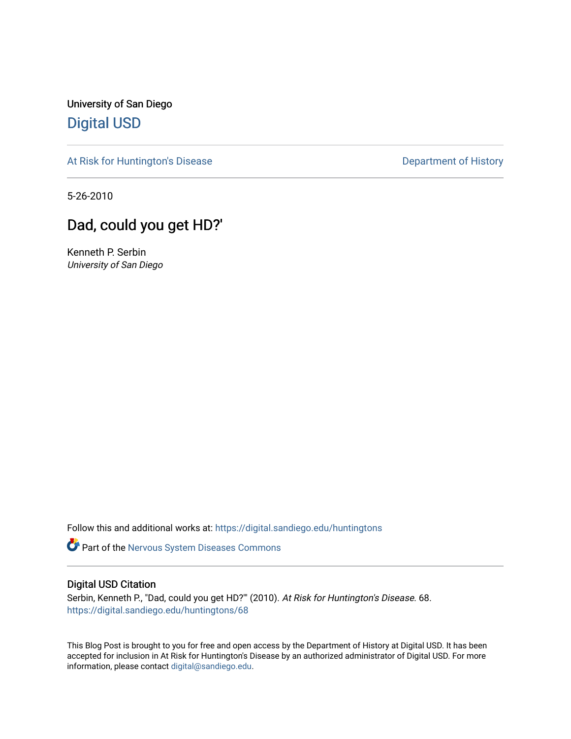University of San Diego

# Digital USD

At Risk for Huntington's Disease

Department of History

5-26-2010

## Dad, could you get HD?'

Kenneth P. Serbin
*University of San Diego*

Follow this and additional works at: https://digital.sandiego.edu/huntingtons

Part of the Nervous System Diseases Commons

### Digital USD Citation

Serbin, Kenneth P., "Dad, could you get HD?'" (2010). *At Risk for Huntington's Disease*. 68.
https://digital.sandiego.edu/huntingtons/68

This Blog Post is brought to you for free and open access by the Department of History at Digital USD. It has been accepted for inclusion in At Risk for Huntington's Disease by an authorized administrator of Digital USD. For more information, please contact digital@sandiego.edu.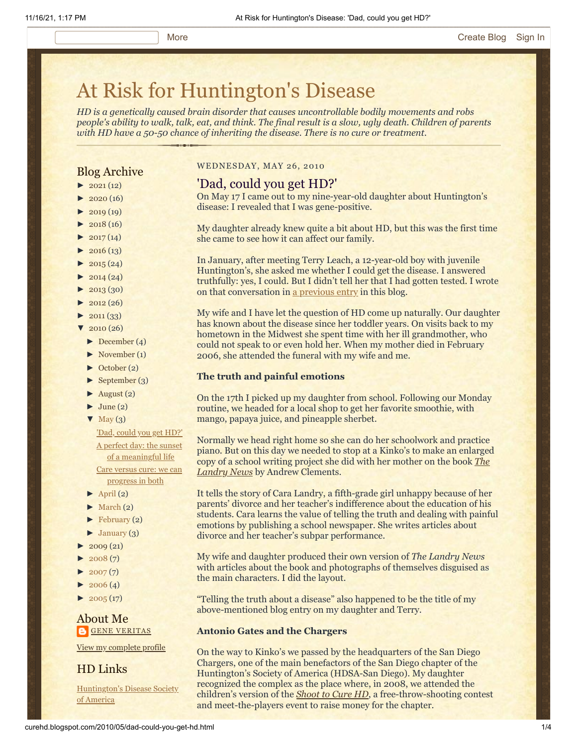# At Risk for Huntington's Disease

*HD is a genetically caused brain disorder that causes uncontrollable bodily movements and robs people's ability to walk, talk, eat, and think. The final result is a slow, ugly death. Children of parents with HD have a 50-50 chance of inheriting the disease. There is no cure or treatment.*

WEDNESDAY, MAY 26, 2010

## 'Dad, could you get HD?'

On May 17 I came out to my nine-year-old daughter about Huntington's disease: I revealed that I was gene-positive.

My daughter already knew quite a bit about HD, but this was the first time she came to see how it can affect our family.

In January, after meeting Terry Leach, a 12-year-old boy with juvenile Huntington's, she asked me whether I could get the disease. I answered truthfully: yes, I could. But I didn't tell her that I had gotten tested. I wrote on that conversation in a previous entry in this blog.

My wife and I have let the question of HD come up naturally. Our daughter has known about the disease since her toddler years. On visits back to my hometown in the Midwest she spent time with her ill grandmother, who could not speak to or even hold her. When my mother died in February 2006, she attended the funeral with my wife and me.

**The truth and painful emotions**

On the 17th I picked up my daughter from school. Following our Monday routine, we headed for a local shop to get her favorite smoothie, with mango, papaya juice, and pineapple sherbet.

Normally we head right home so she can do her schoolwork and practice piano. But on this day we needed to stop at a Kinko's to make an enlarged copy of a school writing project she did with her mother on the book *The Landry News* by Andrew Clements.

It tells the story of Cara Landry, a fifth-grade girl unhappy because of her parents' divorce and her teacher's indifference about the education of his students. Cara learns the value of telling the truth and dealing with painful emotions by publishing a school newspaper. She writes articles about divorce and her teacher's subpar performance.

My wife and daughter produced their own version of *The Landry News* with articles about the book and photographs of themselves disguised as the main characters. I did the layout.

"Telling the truth about a disease" also happened to be the title of my above-mentioned blog entry on my daughter and Terry.

**Antonio Gates and the Chargers**

On the way to Kinko's we passed by the headquarters of the San Diego Chargers, one of the main benefactors of the San Diego chapter of the Huntington's Society of America (HDSA-San Diego). My daughter recognized the complex as the place where, in 2008, we attended the children's version of the *Shoot to Cure HD*, a free-throw-shooting contest and meet-the-players event to raise money for the chapter.

## Blog Archive

- ► 2021 (12)
- ► 2020 (16)
- ► 2019 (19)
- ► 2018 (16)
- ► 2017 (14)
- ► 2016 (13)
- ► 2015 (24)
- ► 2014 (24)
- ► 2013 (30)
- ► 2012 (26)
- ► 2011 (33)
- ▼ 2010 (26)
  - ► December (4)
  - ► November (1)
  - ► October (2)
  - ► September (3)
  - ► August (2)
  - ► June (2)
  - ▼ May (3)
    - 'Dad, could you get HD?'
    - A perfect day: the sunset of a meaningful life
    - Care versus cure: we can progress in both
  - ► April (2)
  - ► March (2)
  - ► February (2)
  - ► January (3)
- ► 2009 (21)
- ► 2008 (7)
- ► 2007 (7)
- ► 2006 (4)
- ► 2005 (17)

## About Me

GENE VERITAS

View my complete profile

## HD Links

Huntington's Disease Society of America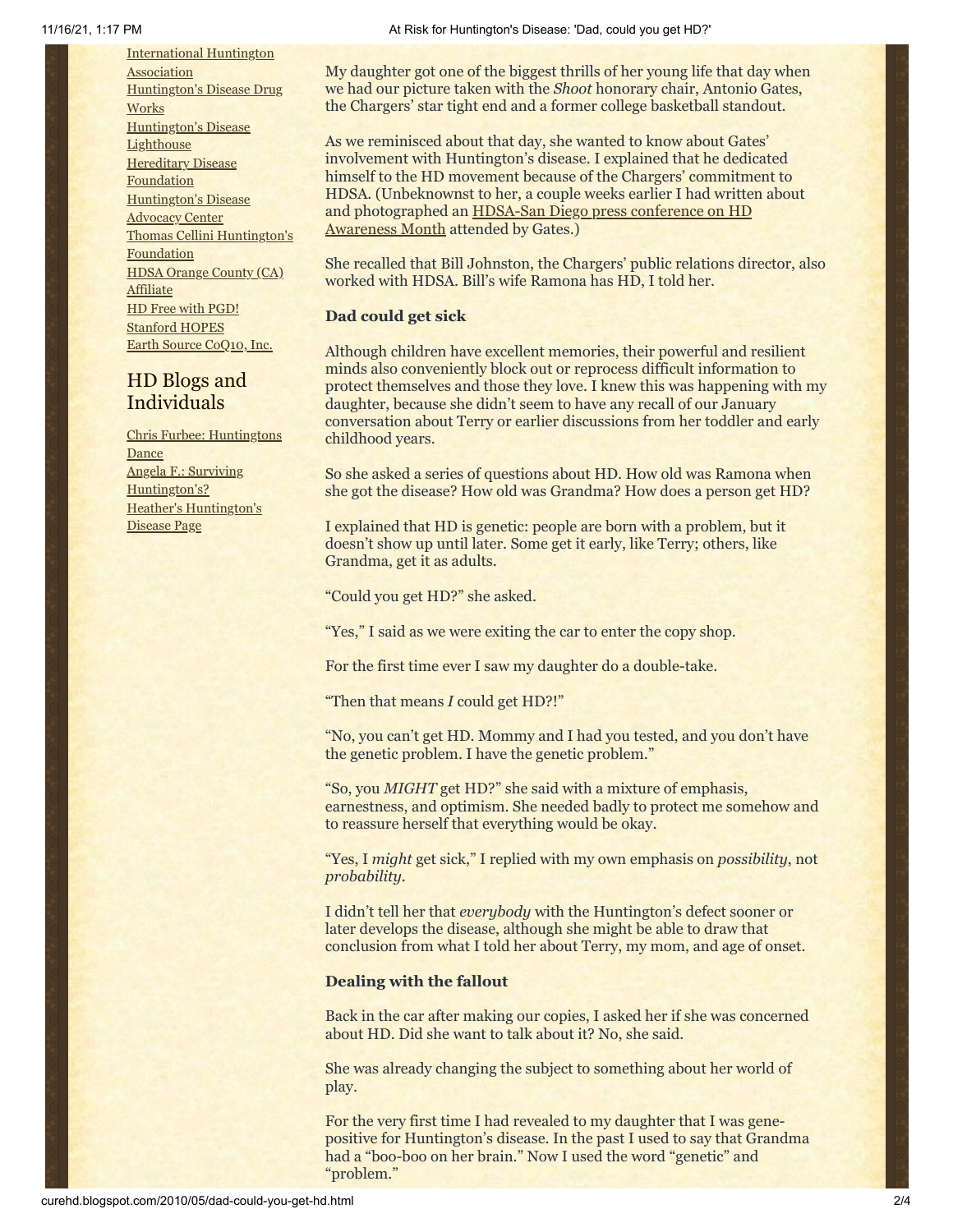International Huntington Association
Huntington's Disease Drug Works
Huntington's Disease Lighthouse
Hereditary Disease Foundation
Huntington's Disease Advocacy Center
Thomas Cellini Huntington's Foundation
HDSA Orange County (CA) Affiliate
HD Free with PGD!
Stanford HOPES
Earth Source CoQ10, Inc.

## HD Blogs and Individuals

Chris Furbee: Huntingtons Dance
Angela F.: Surviving Huntington's?
Heather's Huntington's Disease Page

My daughter got one of the biggest thrills of her young life that day when we had our picture taken with the *Shoot* honorary chair, Antonio Gates, the Chargers' star tight end and a former college basketball standout.

As we reminisced about that day, she wanted to know about Gates' involvement with Huntington's disease. I explained that he dedicated himself to the HD movement because of the Chargers' commitment to HDSA. (Unbeknownst to her, a couple weeks earlier I had written about and photographed an HDSA-San Diego press conference on HD Awareness Month attended by Gates.)

She recalled that Bill Johnston, the Chargers' public relations director, also worked with HDSA. Bill's wife Ramona has HD, I told her.

**Dad could get sick**

Although children have excellent memories, their powerful and resilient minds also conveniently block out or reprocess difficult information to protect themselves and those they love. I knew this was happening with my daughter, because she didn't seem to have any recall of our January conversation about Terry or earlier discussions from her toddler and early childhood years.

So she asked a series of questions about HD. How old was Ramona when she got the disease? How old was Grandma? How does a person get HD?

I explained that HD is genetic: people are born with a problem, but it doesn't show up until later. Some get it early, like Terry; others, like Grandma, get it as adults.

"Could you get HD?" she asked.

"Yes," I said as we were exiting the car to enter the copy shop.

For the first time ever I saw my daughter do a double-take.

"Then that means *I* could get HD?!"

"No, you can't get HD. Mommy and I had you tested, and you don't have the genetic problem. I have the genetic problem."

"So, you *MIGHT* get HD?" she said with a mixture of emphasis, earnestness, and optimism. She needed badly to protect me somehow and to reassure herself that everything would be okay.

"Yes, I *might* get sick," I replied with my own emphasis on *possibility*, not *probability*.

I didn't tell her that *everybody* with the Huntington's defect sooner or later develops the disease, although she might be able to draw that conclusion from what I told her about Terry, my mom, and age of onset.

**Dealing with the fallout**

Back in the car after making our copies, I asked her if she was concerned about HD. Did she want to talk about it? No, she said.

She was already changing the subject to something about her world of play.

For the very first time I had revealed to my daughter that I was gene-positive for Huntington's disease. In the past I used to say that Grandma had a "boo-boo on her brain." Now I used the word "genetic" and "problem."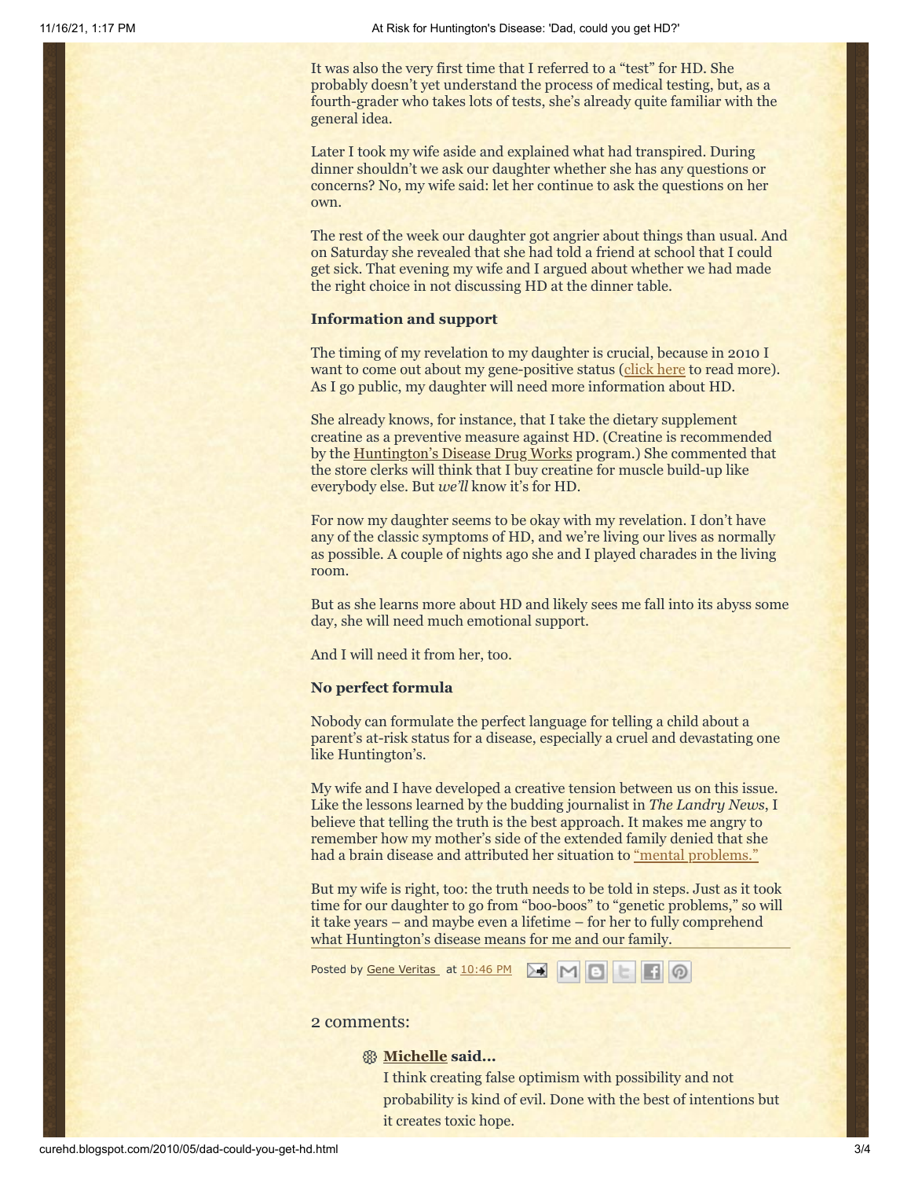It was also the very first time that I referred to a "test" for HD. She probably doesn't yet understand the process of medical testing, but, as a fourth-grader who takes lots of tests, she's already quite familiar with the general idea.

Later I took my wife aside and explained what had transpired. During dinner shouldn't we ask our daughter whether she has any questions or concerns? No, my wife said: let her continue to ask the questions on her own.

The rest of the week our daughter got angrier about things than usual. And on Saturday she revealed that she had told a friend at school that I could get sick. That evening my wife and I argued about whether we had made the right choice in not discussing HD at the dinner table.

### Information and support

The timing of my revelation to my daughter is crucial, because in 2010 I want to come out about my gene-positive status (click here to read more). As I go public, my daughter will need more information about HD.

She already knows, for instance, that I take the dietary supplement creatine as a preventive measure against HD. (Creatine is recommended by the Huntington's Disease Drug Works program.) She commented that the store clerks will think that I buy creatine for muscle build-up like everybody else. But *we'll* know it's for HD.

For now my daughter seems to be okay with my revelation. I don't have any of the classic symptoms of HD, and we're living our lives as normally as possible. A couple of nights ago she and I played charades in the living room.

But as she learns more about HD and likely sees me fall into its abyss some day, she will need much emotional support.

And I will need it from her, too.

### No perfect formula

Nobody can formulate the perfect language for telling a child about a parent's at-risk status for a disease, especially a cruel and devastating one like Huntington's.

My wife and I have developed a creative tension between us on this issue. Like the lessons learned by the budding journalist in *The Landry News*, I believe that telling the truth is the best approach. It makes me angry to remember how my mother's side of the extended family denied that she had a brain disease and attributed her situation to "mental problems."

But my wife is right, too: the truth needs to be told in steps. Just as it took time for our daughter to go from "boo-boos" to "genetic problems," so will it take years – and maybe even a lifetime – for her to fully comprehend what Huntington's disease means for me and our family.

Posted by Gene Veritas at 10:46 PM

## 2 comments:

**Michelle said...**

I think creating false optimism with possibility and not probability is kind of evil. Done with the best of intentions but it creates toxic hope.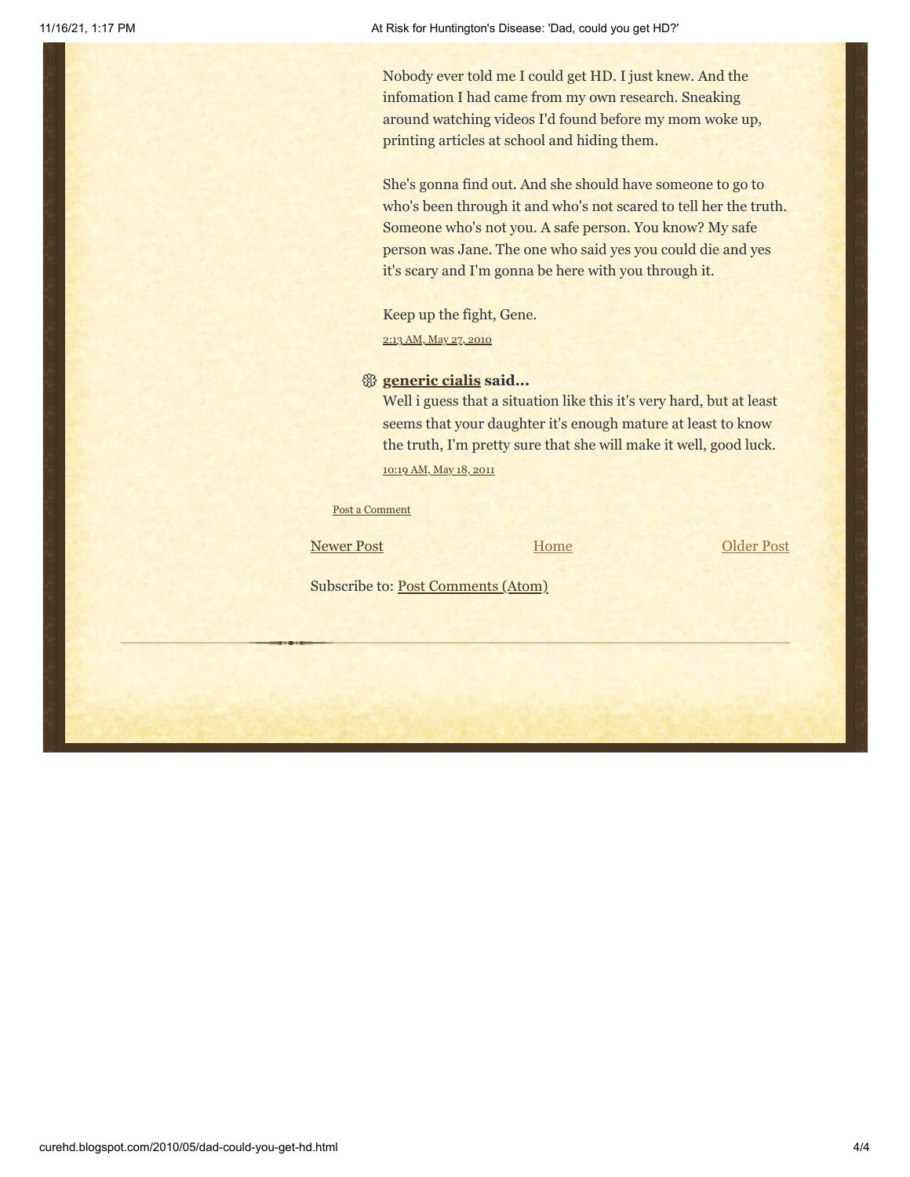Nobody ever told me I could get HD. I just knew. And the infomation I had came from my own research. Sneaking around watching videos I'd found before my mom woke up, printing articles at school and hiding them.

She's gonna find out. And she should have someone to go to who's been through it and who's not scared to tell her the truth. Someone who's not you. A safe person. You know? My safe person was Jane. The one who said yes you could die and yes it's scary and I'm gonna be here with you through it.

Keep up the fight, Gene.

2:13 AM, May 27, 2010

**generic cialis said...**

Well i guess that a situation like this it's very hard, but at least seems that your daughter it's enough mature at least to know the truth, I'm pretty sure that she will make it well, good luck.

10:19 AM, May 18, 2011

Post a Comment

Newer Post    Home    Older Post

Subscribe to: Post Comments (Atom)